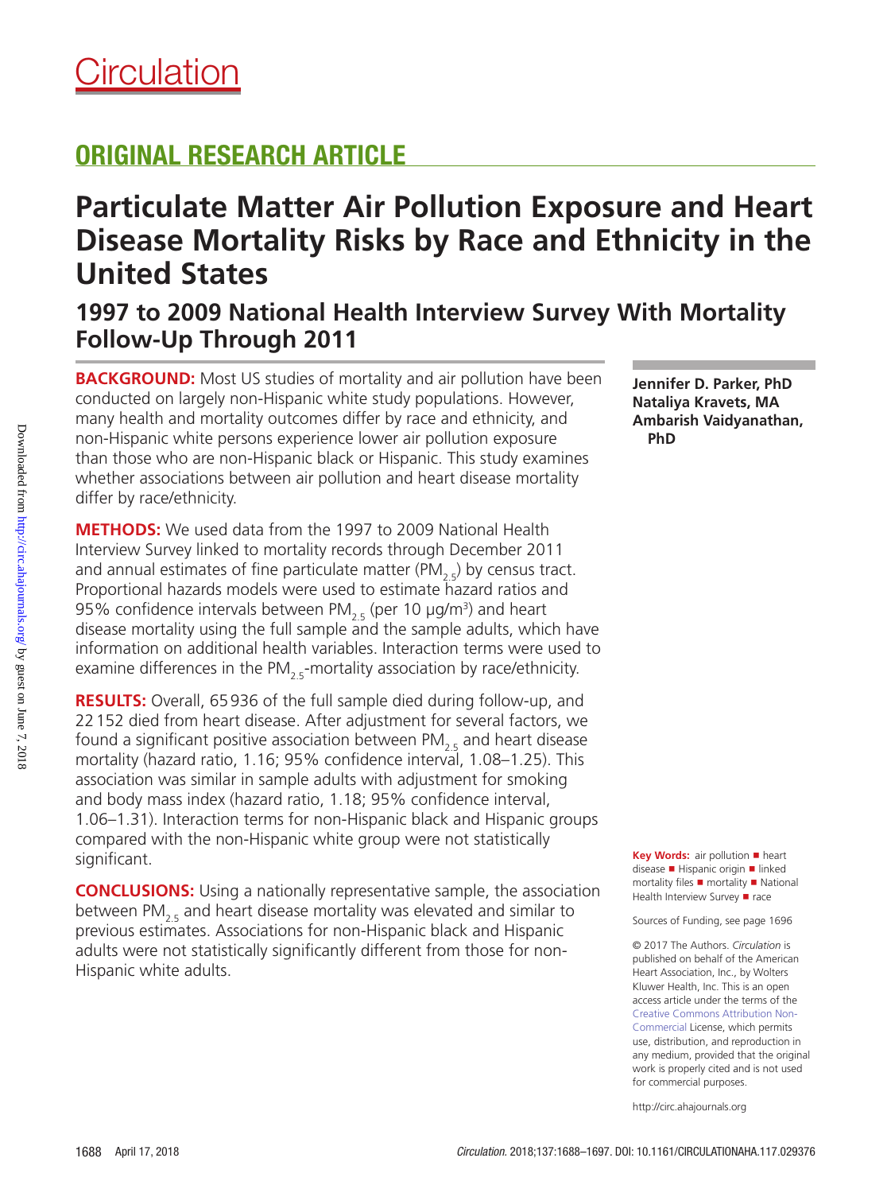# Circulation

## ORIGINAL RESEARCH ARTICLE

# Particulate Matter Air Pollution Exposure and Heart Disease Mortality Risks by Race and Ethnicity in the United States

## 1997 to 2009 National Health Interview Survey With Mortality Follow-Up Through 2011

**Jennifer D. Parker, PhD**
**Nataliya Kravets, MA**
**Ambarish Vaidyanathan, PhD**

**BACKGROUND:** Most US studies of mortality and air pollution have been conducted on largely non-Hispanic white study populations. However, many health and mortality outcomes differ by race and ethnicity, and non-Hispanic white persons experience lower air pollution exposure than those who are non-Hispanic black or Hispanic. This study examines whether associations between air pollution and heart disease mortality differ by race/ethnicity.

**METHODS:** We used data from the 1997 to 2009 National Health Interview Survey linked to mortality records through December 2011 and annual estimates of fine particulate matter ($PM_{2.5}$) by census tract. Proportional hazards models were used to estimate hazard ratios and 95% confidence intervals between $PM_{2.5}$ (per 10 μg/m$^3$) and heart disease mortality using the full sample and the sample adults, which have information on additional health variables. Interaction terms were used to examine differences in the $PM_{2.5}$-mortality association by race/ethnicity.

**RESULTS:** Overall, 65 936 of the full sample died during follow-up, and 22 152 died from heart disease. After adjustment for several factors, we found a significant positive association between $PM_{2.5}$ and heart disease mortality (hazard ratio, 1.16; 95% confidence interval, 1.08–1.25). This association was similar in sample adults with adjustment for smoking and body mass index (hazard ratio, 1.18; 95% confidence interval, 1.06–1.31). Interaction terms for non-Hispanic black and Hispanic groups compared with the non-Hispanic white group were not statistically significant.

**CONCLUSIONS:** Using a nationally representative sample, the association between $PM_{2.5}$ and heart disease mortality was elevated and similar to previous estimates. Associations for non-Hispanic black and Hispanic adults were not statistically significantly different from those for non-Hispanic white adults.

**Key Words:** air pollution ■ heart disease ■ Hispanic origin ■ linked mortality files ■ mortality ■ National Health Interview Survey ■ race

Sources of Funding, see page 1696

© 2017 The Authors. *Circulation* is published on behalf of the American Heart Association, Inc., by Wolters Kluwer Health, Inc. This is an open access article under the terms of the Creative Commons Attribution Non-Commercial License, which permits use, distribution, and reproduction in any medium, provided that the original work is properly cited and is not used for commercial purposes.

http://circ.ahajournals.org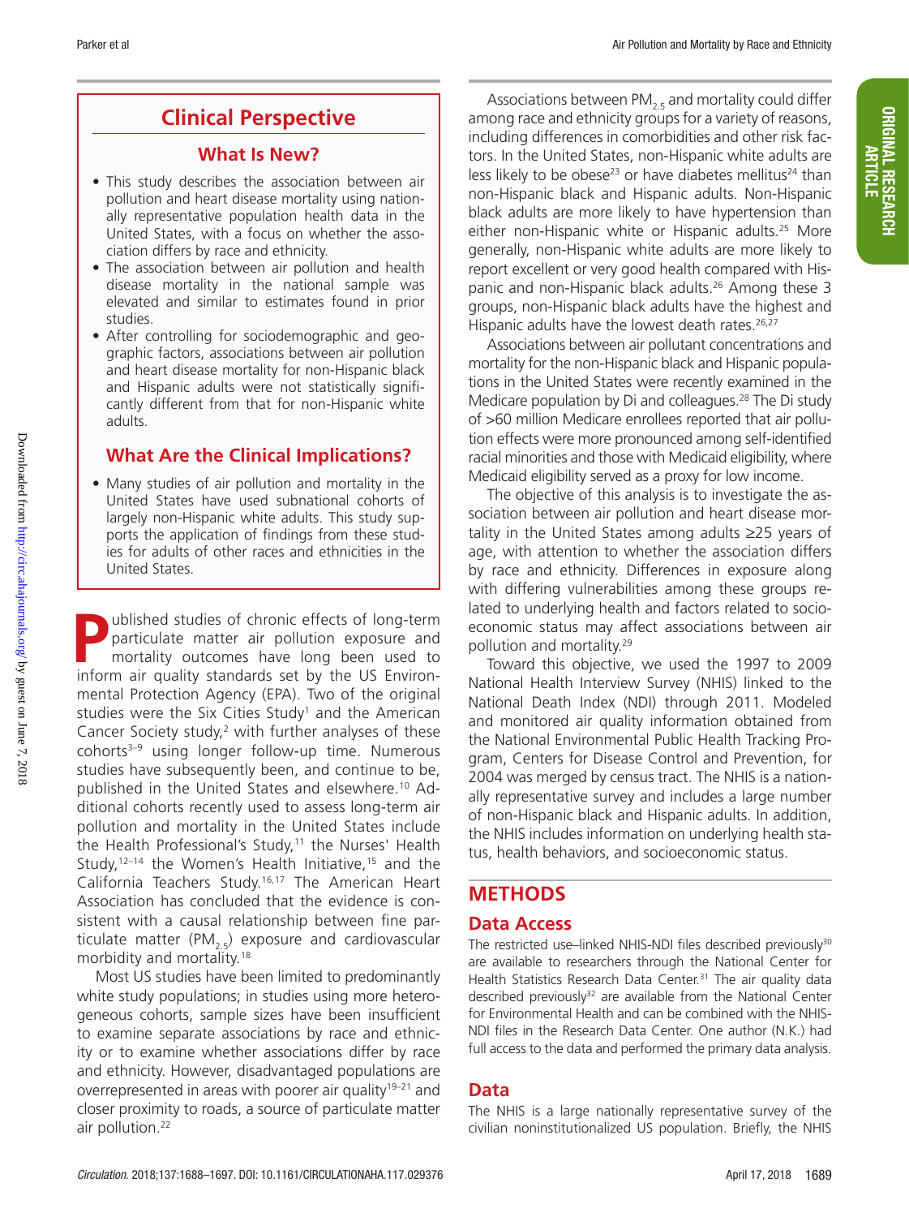## Clinical Perspective

### What Is New?

- This study describes the association between air pollution and heart disease mortality using nationally representative population health data in the United States, with a focus on whether the association differs by race and ethnicity.
- The association between air pollution and health disease mortality in the national sample was elevated and similar to estimates found in prior studies.
- After controlling for sociodemographic and geographic factors, associations between air pollution and heart disease mortality for non-Hispanic black and Hispanic adults were not statistically significantly different from that for non-Hispanic white adults.

### What Are the Clinical Implications?

- Many studies of air pollution and mortality in the United States have used subnational cohorts of largely non-Hispanic white adults. This study supports the application of findings from these studies for adults of other races and ethnicities in the United States.

Published studies of chronic effects of long-term particulate matter air pollution exposure and mortality outcomes have long been used to inform air quality standards set by the US Environmental Protection Agency (EPA). Two of the original studies were the Six Cities Study[1] and the American Cancer Society study,[2] with further analyses of these cohorts[3–9] using longer follow-up time. Numerous studies have subsequently been, and continue to be, published in the United States and elsewhere.[10] Additional cohorts recently used to assess long-term air pollution and mortality in the United States include the Health Professional's Study,[11] the Nurses' Health Study,[12–14] the Women's Health Initiative,[15] and the California Teachers Study.[16,17] The American Heart Association has concluded that the evidence is consistent with a causal relationship between fine particulate matter ($PM_{2.5}$) exposure and cardiovascular morbidity and mortality.[18]

Most US studies have been limited to predominantly white study populations; in studies using more heterogeneous cohorts, sample sizes have been insufficient to examine separate associations by race and ethnicity or to examine whether associations differ by race and ethnicity. However, disadvantaged populations are overrepresented in areas with poorer air quality[19–21] and closer proximity to roads, a source of particulate matter air pollution.[22]

Associations between $PM_{2.5}$ and mortality could differ among race and ethnicity groups for a variety of reasons, including differences in comorbidities and other risk factors. In the United States, non-Hispanic white adults are less likely to be obese[23] or have diabetes mellitus[24] than non-Hispanic black and Hispanic adults. Non-Hispanic black adults are more likely to have hypertension than either non-Hispanic white or Hispanic adults.[25] More generally, non-Hispanic white adults are more likely to report excellent or very good health compared with Hispanic and non-Hispanic black adults.[26] Among these 3 groups, non-Hispanic black adults have the highest and Hispanic adults have the lowest death rates.[26,27]

Associations between air pollutant concentrations and mortality for the non-Hispanic black and Hispanic populations in the United States were recently examined in the Medicare population by Di and colleagues.[28] The Di study of >60 million Medicare enrollees reported that air pollution effects were more pronounced among self-identified racial minorities and those with Medicaid eligibility, where Medicaid eligibility served as a proxy for low income.

The objective of this analysis is to investigate the association between air pollution and heart disease mortality in the United States among adults ≥25 years of age, with attention to whether the association differs by race and ethnicity. Differences in exposure along with differing vulnerabilities among these groups related to underlying health and factors related to socioeconomic status may affect associations between air pollution and mortality.[29]

Toward this objective, we used the 1997 to 2009 National Health Interview Survey (NHIS) linked to the National Death Index (NDI) through 2011. Modeled and monitored air quality information obtained from the National Environmental Public Health Tracking Program, Centers for Disease Control and Prevention, for 2004 was merged by census tract. The NHIS is a nationally representative survey and includes a large number of non-Hispanic black and Hispanic adults. In addition, the NHIS includes information on underlying health status, health behaviors, and socioeconomic status.

## METHODS

### Data Access

The restricted use–linked NHIS-NDI files described previously[30] are available to researchers through the National Center for Health Statistics Research Data Center.[31] The air quality data described previously[32] are available from the National Center for Environmental Health and can be combined with the NHIS-NDI files in the Research Data Center. One author (N.K.) had full access to the data and performed the primary data analysis.

### Data

The NHIS is a large nationally representative survey of the civilian noninstitutionalized US population. Briefly, the NHIS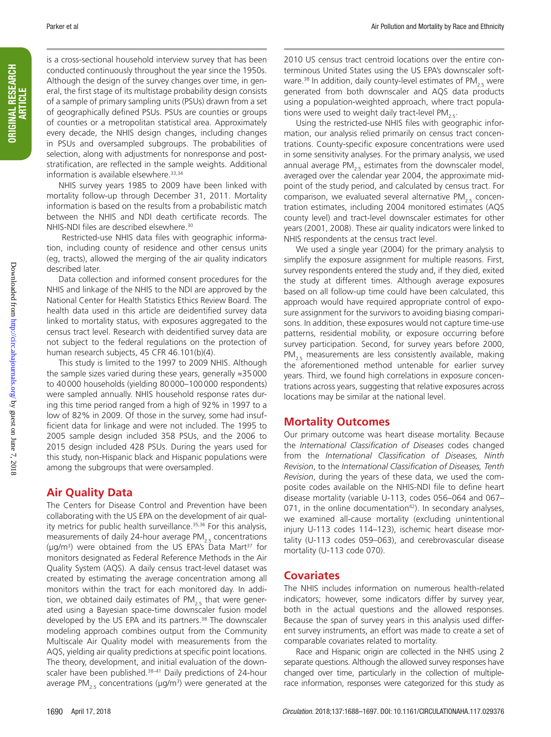is a cross-sectional household interview survey that has been conducted continuously throughout the year since the 1950s. Although the design of the survey changes over time, in general, the first stage of its multistage probability design consists of a sample of primary sampling units (PSUs) drawn from a set of geographically defined PSUs. PSUs are counties or groups of counties or a metropolitan statistical area. Approximately every decade, the NHIS design changes, including changes in PSUs and oversampled subgroups. The probabilities of selection, along with adjustments for nonresponse and post-stratification, are reflected in the sample weights. Additional information is available elsewhere.[33,34]

NHIS survey years 1985 to 2009 have been linked with mortality follow-up through December 31, 2011. Mortality information is based on the results from a probabilistic match between the NHIS and NDI death certificate records. The NHIS-NDI files are described elsewhere.[30]

Restricted-use NHIS data files with geographic information, including county of residence and other census units (eg, tracts), allowed the merging of the air quality indicators described later.

Data collection and informed consent procedures for the NHIS and linkage of the NHIS to the NDI are approved by the National Center for Health Statistics Ethics Review Board. The health data used in this article are deidentified survey data linked to mortality status, with exposures aggregated to the census tract level. Research with deidentified survey data are not subject to the federal regulations on the protection of human research subjects, 45 CFR 46.101(b)(4).

This study is limited to the 1997 to 2009 NHIS. Although the sample sizes varied during these years, generally ≈35 000 to 40 000 households (yielding 80 000–100 000 respondents) were sampled annually. NHIS household response rates during this time period ranged from a high of 92% in 1997 to a low of 82% in 2009. Of those in the survey, some had insufficient data for linkage and were not included. The 1995 to 2005 sample design included 358 PSUs, and the 2006 to 2015 design included 428 PSUs. During the years used for this study, non-Hispanic black and Hispanic populations were among the subgroups that were oversampled.

## Air Quality Data

The Centers for Disease Control and Prevention have been collaborating with the US EPA on the development of air quality metrics for public health surveillance.[35,36] For this analysis, measurements of daily 24-hour average $PM_{2.5}$ concentrations (μg/m$^3$) were obtained from the US EPA's Data Mart[37] for monitors designated as Federal Reference Methods in the Air Quality System (AQS). A daily census tract-level dataset was created by estimating the average concentration among all monitors within the tract for each monitored day. In addition, we obtained daily estimates of $PM_{2.5}$ that were generated using a Bayesian space-time downscaler fusion model developed by the US EPA and its partners.[38] The downscaler modeling approach combines output from the Community Multiscale Air Quality model with measurements from the AQS, yielding air quality predictions at specific point locations. The theory, development, and initial evaluation of the downscaler have been published.[38–41] Daily predictions of 24-hour average $PM_{2.5}$ concentrations (μg/m$^3$) were generated at the 2010 US census tract centroid locations over the entire conterminous United States using the US EPA's downscaler software.[38] In addition, daily county-level estimates of $PM_{2.5}$ were generated from both downscaler and AQS data products using a population-weighted approach, where tract populations were used to weight daily tract-level $PM_{2.5}$.

Using the restricted-use NHIS files with geographic information, our analysis relied primarily on census tract concentrations. County-specific exposure concentrations were used in some sensitivity analyses. For the primary analysis, we used annual average $PM_{2.5}$ estimates from the downscaler model, averaged over the calendar year 2004, the approximate midpoint of the study period, and calculated by census tract. For comparison, we evaluated several alternative $PM_{2.5}$ concentration estimates, including 2004 monitored estimates (AQS county level) and tract-level downscaler estimates for other years (2001, 2008). These air quality indicators were linked to NHIS respondents at the census tract level.

We used a single year (2004) for the primary analysis to simplify the exposure assignment for multiple reasons. First, survey respondents entered the study and, if they died, exited the study at different times. Although average exposures based on all follow-up time could have been calculated, this approach would have required appropriate control of exposure assignment for the survivors to avoiding biasing comparisons. In addition, these exposures would not capture time-use patterns, residential mobility, or exposure occurring before survey participation. Second, for survey years before 2000, $PM_{2.5}$ measurements are less consistently available, making the aforementioned method untenable for earlier survey years. Third, we found high correlations in exposure concentrations across years, suggesting that relative exposures across locations may be similar at the national level.

## Mortality Outcomes

Our primary outcome was heart disease mortality. Because the *International Classification of Diseases* codes changed from the *International Classification of Diseases, Ninth Revision*, to the *International Classification of Diseases, Tenth Revision*, during the years of these data, we used the composite codes available on the NHIS-NDI file to define heart disease mortality (variable U-113, codes 056–064 and 067–071, in the online documentation[42]). In secondary analyses, we examined all-cause mortality (excluding unintentional injury U-113 codes 114–123), ischemic heart disease mortality (U-113 codes 059–063), and cerebrovascular disease mortality (U-113 code 070).

## Covariates

The NHIS includes information on numerous health-related indicators; however, some indicators differ by survey year, both in the actual questions and the allowed responses. Because the span of survey years in this analysis used different survey instruments, an effort was made to create a set of comparable covariates related to mortality.

Race and Hispanic origin are collected in the NHIS using 2 separate questions. Although the allowed survey responses have changed over time, particularly in the collection of multiple-race information, responses were categorized for this study as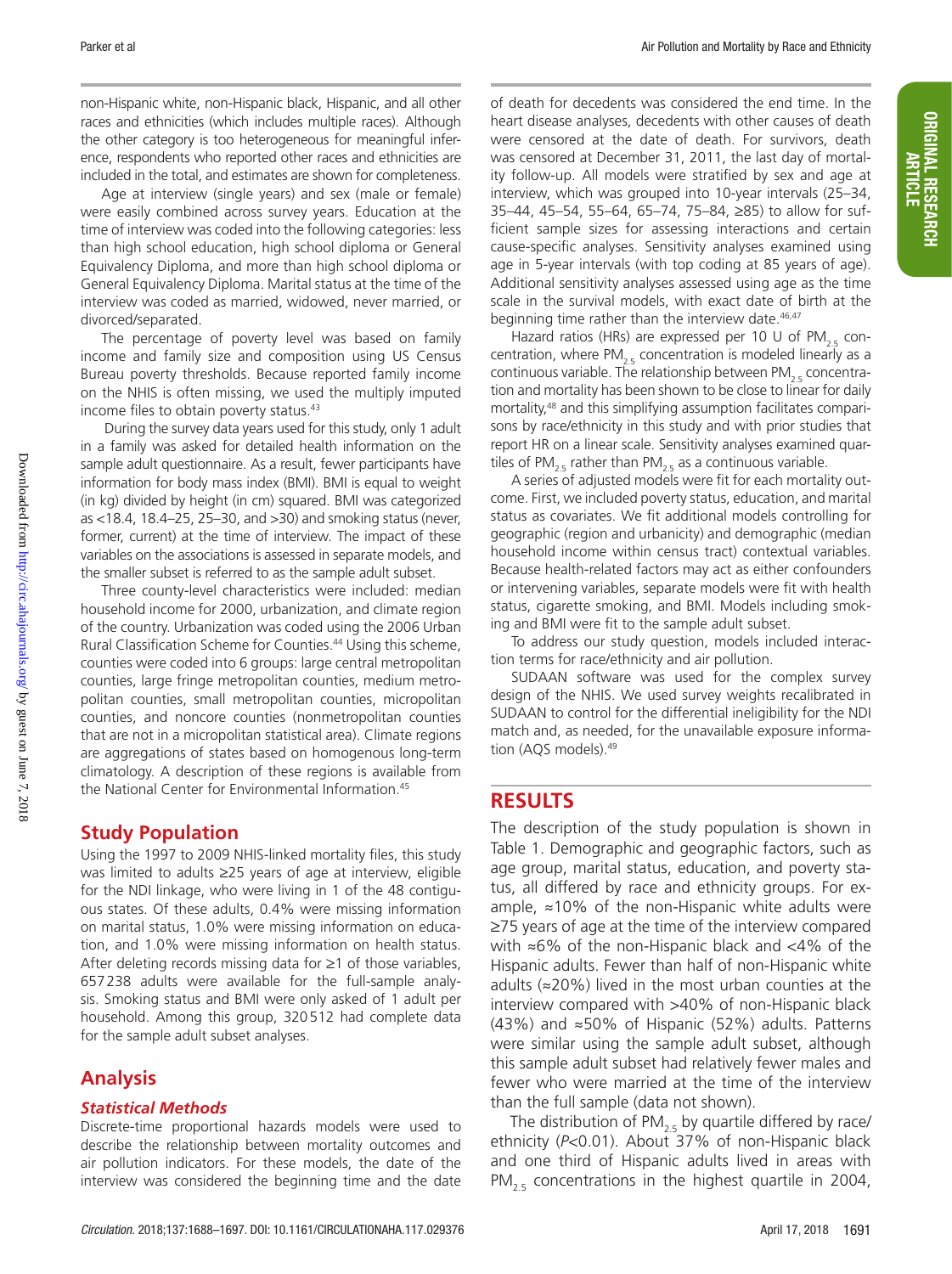non-Hispanic white, non-Hispanic black, Hispanic, and all other races and ethnicities (which includes multiple races). Although the other category is too heterogeneous for meaningful inference, respondents who reported other races and ethnicities are included in the total, and estimates are shown for completeness.

Age at interview (single years) and sex (male or female) were easily combined across survey years. Education at the time of interview was coded into the following categories: less than high school education, high school diploma or General Equivalency Diploma, and more than high school diploma or General Equivalency Diploma. Marital status at the time of the interview was coded as married, widowed, never married, or divorced/separated.

The percentage of poverty level was based on family income and family size and composition using US Census Bureau poverty thresholds. Because reported family income on the NHIS is often missing, we used the multiply imputed income files to obtain poverty status.[43]

During the survey data years used for this study, only 1 adult in a family was asked for detailed health information on the sample adult questionnaire. As a result, fewer participants have information for body mass index (BMI). BMI is equal to weight (in kg) divided by height (in cm) squared. BMI was categorized as <18.4, 18.4–25, 25–30, and >30) and smoking status (never, former, current) at the time of interview. The impact of these variables on the associations is assessed in separate models, and the smaller subset is referred to as the sample adult subset.

Three county-level characteristics were included: median household income for 2000, urbanization, and climate region of the country. Urbanization was coded using the 2006 Urban Rural Classification Scheme for Counties.[44] Using this scheme, counties were coded into 6 groups: large central metropolitan counties, large fringe metropolitan counties, medium metropolitan counties, small metropolitan counties, micropolitan counties, and noncore counties (nonmetropolitan counties that are not in a micropolitan statistical area). Climate regions are aggregations of states based on homogenous long-term climatology. A description of these regions is available from the National Center for Environmental Information.[45]

## Study Population

Using the 1997 to 2009 NHIS-linked mortality files, this study was limited to adults ≥25 years of age at interview, eligible for the NDI linkage, who were living in 1 of the 48 contiguous states. Of these adults, 0.4% were missing information on marital status, 1.0% were missing information on education, and 1.0% were missing information on health status. After deleting records missing data for ≥1 of those variables, 657238 adults were available for the full-sample analysis. Smoking status and BMI were only asked of 1 adult per household. Among this group, 320512 had complete data for the sample adult subset analyses.

## Analysis

### *Statistical Methods*

Discrete-time proportional hazards models were used to describe the relationship between mortality outcomes and air pollution indicators. For these models, the date of the interview was considered the beginning time and the date of death for decedents was considered the end time. In the heart disease analyses, decedents with other causes of death were censored at the date of death. For survivors, death was censored at December 31, 2011, the last day of mortality follow-up. All models were stratified by sex and age at interview, which was grouped into 10-year intervals (25–34, 35–44, 45–54, 55–64, 65–74, 75–84, ≥85) to allow for sufficient sample sizes for assessing interactions and certain cause-specific analyses. Sensitivity analyses examined using age in 5-year intervals (with top coding at 85 years of age). Additional sensitivity analyses assessed using age as the time scale in the survival models, with exact date of birth at the beginning time rather than the interview date.[46,47]

Hazard ratios (HRs) are expressed per 10 U of $PM_{2.5}$ concentration, where $PM_{2.5}$ concentration is modeled linearly as a continuous variable. The relationship between $PM_{2.5}$ concentration and mortality has been shown to be close to linear for daily mortality,[48] and this simplifying assumption facilitates comparisons by race/ethnicity in this study and with prior studies that report HR on a linear scale. Sensitivity analyses examined quartiles of $PM_{2.5}$ rather than $PM_{2.5}$ as a continuous variable.

A series of adjusted models were fit for each mortality outcome. First, we included poverty status, education, and marital status as covariates. We fit additional models controlling for geographic (region and urbanicity) and demographic (median household income within census tract) contextual variables. Because health-related factors may act as either confounders or intervening variables, separate models were fit with health status, cigarette smoking, and BMI. Models including smoking and BMI were fit to the sample adult subset.

To address our study question, models included interaction terms for race/ethnicity and air pollution.

SUDAAN software was used for the complex survey design of the NHIS. We used survey weights recalibrated in SUDAAN to control for the differential ineligibility for the NDI match and, as needed, for the unavailable exposure information (AQS models).[49]

# RESULTS

The description of the study population is shown in Table 1. Demographic and geographic factors, such as age group, marital status, education, and poverty status, all differed by race and ethnicity groups. For example, ≈10% of the non-Hispanic white adults were ≥75 years of age at the time of the interview compared with ≈6% of the non-Hispanic black and <4% of the Hispanic adults. Fewer than half of non-Hispanic white adults (≈20%) lived in the most urban counties at the interview compared with >40% of non-Hispanic black (43%) and ≈50% of Hispanic (52%) adults. Patterns were similar using the sample adult subset, although this sample adult subset had relatively fewer males and fewer who were married at the time of the interview than the full sample (data not shown).

The distribution of $PM_{2.5}$ by quartile differed by race/ethnicity ($P<0.01$). About 37% of non-Hispanic black and one third of Hispanic adults lived in areas with $PM_{2.5}$ concentrations in the highest quartile in 2004,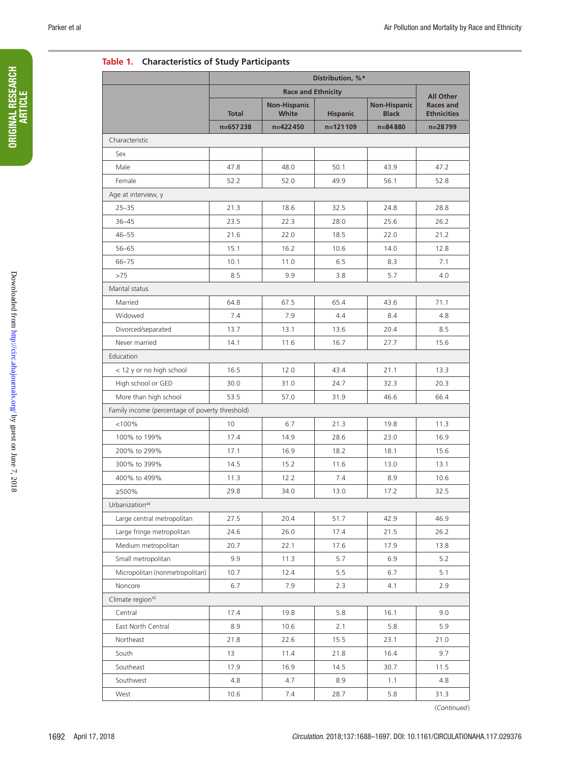**Table 1. Characteristics of Study Participants**

| | Distribution, %* | | | | |
|---|---|---|---|---|---|
| | | Race and Ethnicity | | | All Other Races and Ethnicities |
| | Total | Non-Hispanic White | Hispanic | Non-Hispanic Black | |
| | n=657 238 | n=422 450 | n=121 109 | n=84 880 | n=28 799 |
| Characteristic | | | | | |
| Sex | | | | | |
| Male | 47.8 | 48.0 | 50.1 | 43.9 | 47.2 |
| Female | 52.2 | 52.0 | 49.9 | 56.1 | 52.8 |
| Age at interview, y | | | | | |
| 25–35 | 21.3 | 18.6 | 32.5 | 24.8 | 28.8 |
| 36–45 | 23.5 | 22.3 | 28.0 | 25.6 | 26.2 |
| 46–55 | 21.6 | 22.0 | 18.5 | 22.0 | 21.2 |
| 56–65 | 15.1 | 16.2 | 10.6 | 14.0 | 12.8 |
| 66–75 | 10.1 | 11.0 | 6.5 | 8.3 | 7.1 |
| >75 | 8.5 | 9.9 | 3.8 | 5.7 | 4.0 |
| Marital status | | | | | |
| Married | 64.8 | 67.5 | 65.4 | 43.6 | 71.1 |
| Widowed | 7.4 | 7.9 | 4.4 | 8.4 | 4.8 |
| Divorced/separated | 13.7 | 13.1 | 13.6 | 20.4 | 8.5 |
| Never married | 14.1 | 11.6 | 16.7 | 27.7 | 15.6 |
| Education | | | | | |
| < 12 y or no high school | 16.5 | 12.0 | 43.4 | 21.1 | 13.3 |
| High school or GED | 30.0 | 31.0 | 24.7 | 32.3 | 20.3 |
| More than high school | 53.5 | 57.0 | 31.9 | 46.6 | 66.4 |
| Family income (percentage of poverty threshold) | | | | | |
| <100% | 10 | 6.7 | 21.3 | 19.8 | 11.3 |
| 100% to 199% | 17.4 | 14.9 | 28.6 | 23.0 | 16.9 |
| 200% to 299% | 17.1 | 16.9 | 18.2 | 18.1 | 15.6 |
| 300% to 399% | 14.5 | 15.2 | 11.6 | 13.0 | 13.1 |
| 400% to 499% | 11.3 | 12.2 | 7.4 | 8.9 | 10.6 |
| ≥500% | 29.8 | 34.0 | 13.0 | 17.2 | 32.5 |
| Urbanization[44] | | | | | |
| Large central metropolitan | 27.5 | 20.4 | 51.7 | 42.9 | 46.9 |
| Large fringe metropolitan | 24.6 | 26.0 | 17.4 | 21.5 | 26.2 |
| Medium metropolitan | 20.7 | 22.1 | 17.6 | 17.9 | 13.8 |
| Small metropolitan | 9.9 | 11.3 | 5.7 | 6.9 | 5.2 |
| Micropolitan (nonmetropolitan) | 10.7 | 12.4 | 5.5 | 6.7 | 5.1 |
| Noncore | 6.7 | 7.9 | 2.3 | 4.1 | 2.9 |
| Climate region[45] | | | | | |
| Central | 17.4 | 19.8 | 5.8 | 16.1 | 9.0 |
| East North Central | 8.9 | 10.6 | 2.1 | 5.8 | 5.9 |
| Northeast | 21.8 | 22.6 | 15.5 | 23.1 | 21.0 |
| South | 13 | 11.4 | 21.8 | 16.4 | 9.7 |
| Southeast | 17.9 | 16.9 | 14.5 | 30.7 | 11.5 |
| Southwest | 4.8 | 4.7 | 8.9 | 1.1 | 4.8 |
| West | 10.6 | 7.4 | 28.7 | 5.8 | 31.3 |

(*Continued*)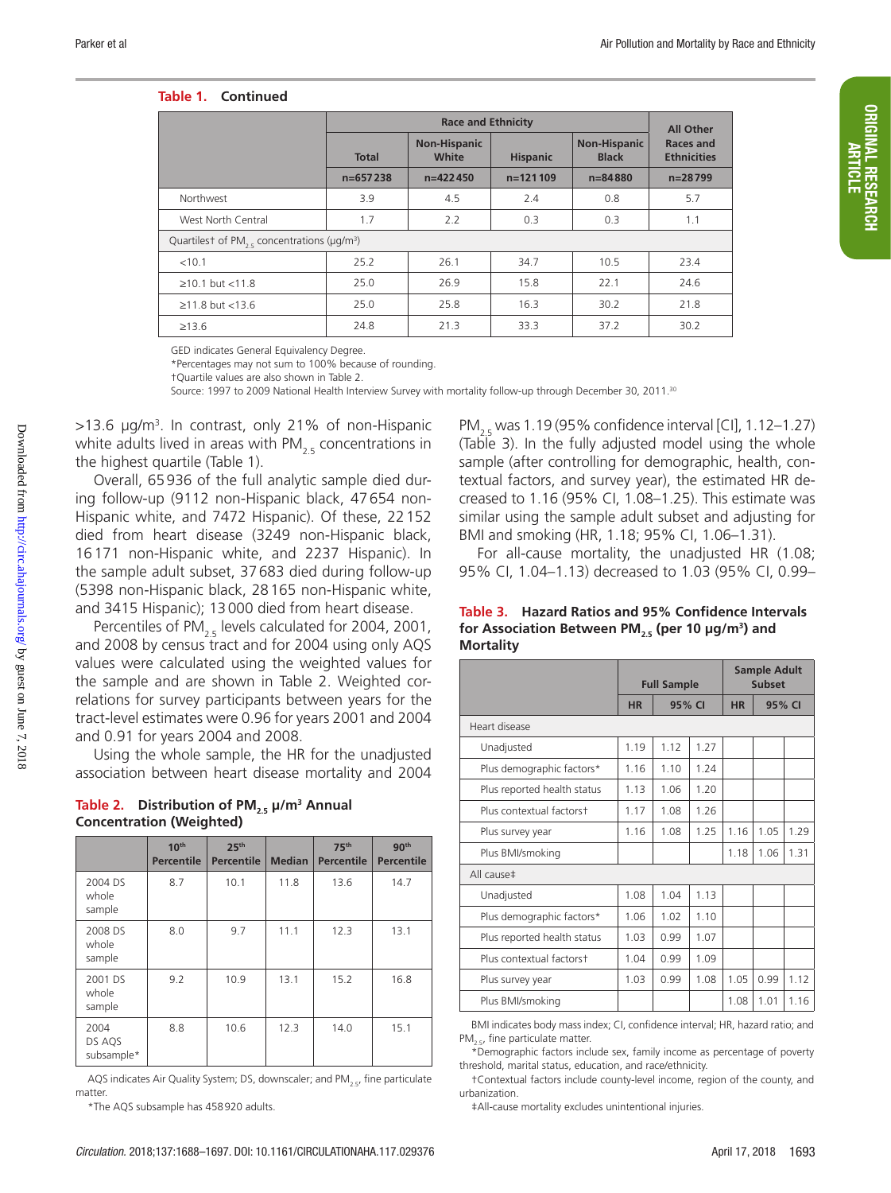**Table 1. Continued**

| | Total | Race and Ethnicity | | | All Other Races and Ethnicities |
|---|---|---|---|---|---|
| | | Non-Hispanic White | Hispanic | Non-Hispanic Black | |
| | n=657 238 | n=422 450 | n=121 109 | n=84 880 | n=28 799 |
| Northwest | 3.9 | 4.5 | 2.4 | 0.8 | 5.7 |
| West North Central | 1.7 | 2.2 | 0.3 | 0.3 | 1.1 |
| Quartiles† of $PM_{2.5}$ concentrations (μg/m³) | | | | | |
| <10.1 | 25.2 | 26.1 | 34.7 | 10.5 | 23.4 |
| ≥10.1 but <11.8 | 25.0 | 26.9 | 15.8 | 22.1 | 24.6 |
| ≥11.8 but <13.6 | 25.0 | 25.8 | 16.3 | 30.2 | 21.8 |
| ≥13.6 | 24.8 | 21.3 | 33.3 | 37.2 | 30.2 |

GED indicates General Equivalency Degree.

*Percentages may not sum to 100% because of rounding.

†Quartile values are also shown in Table 2.

Source: 1997 to 2009 National Health Interview Survey with mortality follow-up through December 30, 2011.[30]

>13.6 μg/m³. In contrast, only 21% of non-Hispanic white adults lived in areas with $PM_{2.5}$ concentrations in the highest quartile (Table 1).

Overall, 65 936 of the full analytic sample died during follow-up (9112 non-Hispanic black, 47 654 non-Hispanic white, and 7472 Hispanic). Of these, 22 152 died from heart disease (3249 non-Hispanic black, 16 171 non-Hispanic white, and 2237 Hispanic). In the sample adult subset, 37 683 died during follow-up (5398 non-Hispanic black, 28 165 non-Hispanic white, and 3415 Hispanic); 13 000 died from heart disease.

Percentiles of $PM_{2.5}$ levels calculated for 2004, 2001, and 2008 by census tract and for 2004 using only AQS values were calculated using the weighted values for the sample and are shown in Table 2. Weighted correlations for survey participants between years for the tract-level estimates were 0.96 for years 2001 and 2004 and 0.91 for years 2004 and 2008.

Using the whole sample, the HR for the unadjusted association between heart disease mortality and 2004 $PM_{2.5}$ was 1.19 (95% confidence interval [CI], 1.12–1.27) (Table 3). In the fully adjusted model using the whole sample (after controlling for demographic, health, contextual factors, and survey year), the estimated HR decreased to 1.16 (95% CI, 1.08–1.25). This estimate was similar using the sample adult subset and adjusting for BMI and smoking (HR, 1.18; 95% CI, 1.06–1.31).

For all-cause mortality, the unadjusted HR (1.08; 95% CI, 1.04–1.13) decreased to 1.03 (95% CI, 0.99–

**Table 2. Distribution of $PM_{2.5}$ μ/m³ Annual Concentration (Weighted)**

| | 10th Percentile | 25th Percentile | Median | 75th Percentile | 90th Percentile |
|---|---|---|---|---|---|
| 2004 DS whole sample | 8.7 | 10.1 | 11.8 | 13.6 | 14.7 |
| 2008 DS whole sample | 8.0 | 9.7 | 11.1 | 12.3 | 13.1 |
| 2001 DS whole sample | 9.2 | 10.9 | 13.1 | 15.2 | 16.8 |
| 2004 DS AQS subsample* | 8.8 | 10.6 | 12.3 | 14.0 | 15.1 |

AQS indicates Air Quality System; DS, downscaler; and $PM_{2.5}$, fine particulate matter.

*The AQS subsample has 458 920 adults.

**Table 3. Hazard Ratios and 95% Confidence Intervals for Association Between $PM_{2.5}$ (per 10 μg/m³) and Mortality**

| | Full Sample | | | Sample Adult Subset | | |
|---|---|---|---|---|---|---|
| | HR | 95% CI | | HR | 95% CI | |
| Heart disease | | | | | | |
| Unadjusted | 1.19 | 1.12 | 1.27 | | | |
| Plus demographic factors* | 1.16 | 1.10 | 1.24 | | | |
| Plus reported health status | 1.13 | 1.06 | 1.20 | | | |
| Plus contextual factors† | 1.17 | 1.08 | 1.26 | | | |
| Plus survey year | 1.16 | 1.08 | 1.25 | 1.16 | 1.05 | 1.29 |
| Plus BMI/smoking | | | | 1.18 | 1.06 | 1.31 |
| All cause‡ | | | | | | |
| Unadjusted | 1.08 | 1.04 | 1.13 | | | |
| Plus demographic factors* | 1.06 | 1.02 | 1.10 | | | |
| Plus reported health status | 1.03 | 0.99 | 1.07 | | | |
| Plus contextual factors† | 1.04 | 0.99 | 1.09 | | | |
| Plus survey year | 1.03 | 0.99 | 1.08 | 1.05 | 0.99 | 1.12 |
| Plus BMI/smoking | | | | 1.08 | 1.01 | 1.16 |

BMI indicates body mass index; CI, confidence interval; HR, hazard ratio; and $PM_{2.5}$, fine particulate matter.

*Demographic factors include sex, family income as percentage of poverty threshold, marital status, education, and race/ethnicity.

†Contextual factors include county-level income, region of the county, and urbanization.

‡All-cause mortality excludes unintentional injuries.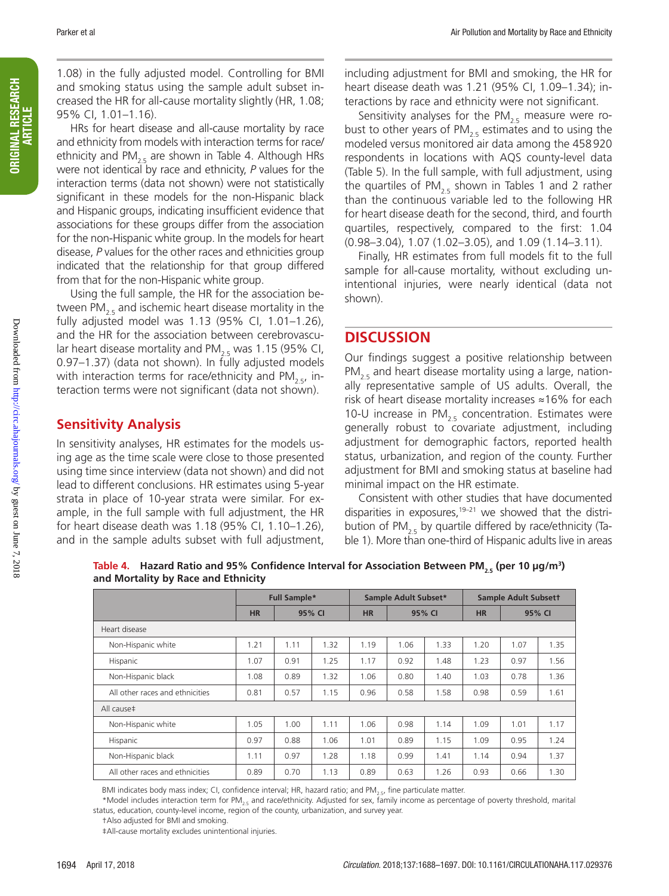1.08) in the fully adjusted model. Controlling for BMI and smoking status using the sample adult subset increased the HR for all-cause mortality slightly (HR, 1.08; 95% CI, 1.01–1.16).

HRs for heart disease and all-cause mortality by race and ethnicity from models with interaction terms for race/ethnicity and $PM_{2.5}$ are shown in Table 4. Although HRs were not identical by race and ethnicity, *P* values for the interaction terms (data not shown) were not statistically significant in these models for the non-Hispanic black and Hispanic groups, indicating insufficient evidence that associations for these groups differ from the association for the non-Hispanic white group. In the models for heart disease, *P* values for the other races and ethnicities group indicated that the relationship for that group differed from that for the non-Hispanic white group.

Using the full sample, the HR for the association between $PM_{2.5}$ and ischemic heart disease mortality in the fully adjusted model was 1.13 (95% CI, 1.01–1.26), and the HR for the association between cerebrovascular heart disease mortality and $PM_{2.5}$ was 1.15 (95% CI, 0.97–1.37) (data not shown). In fully adjusted models with interaction terms for race/ethnicity and $PM_{2.5}$, interaction terms were not significant (data not shown).

## Sensitivity Analysis

In sensitivity analyses, HR estimates for the models using age as the time scale were close to those presented using time since interview (data not shown) and did not lead to different conclusions. HR estimates using 5-year strata in place of 10-year strata were similar. For example, in the full sample with full adjustment, the HR for heart disease death was 1.18 (95% CI, 1.10–1.26), and in the sample adults subset with full adjustment, including adjustment for BMI and smoking, the HR for heart disease death was 1.21 (95% CI, 1.09–1.34); interactions by race and ethnicity were not significant.

Sensitivity analyses for the $PM_{2.5}$ measure were robust to other years of $PM_{2.5}$ estimates and to using the modeled versus monitored air data among the 458 920 respondents in locations with AQS county-level data (Table 5). In the full sample, with full adjustment, using the quartiles of $PM_{2.5}$ shown in Tables 1 and 2 rather than the continuous variable led to the following HR for heart disease death for the second, third, and fourth quartiles, respectively, compared to the first: 1.04 (0.98–3.04), 1.07 (1.02–3.05), and 1.09 (1.14–3.11).

Finally, HR estimates from full models fit to the full sample for all-cause mortality, without excluding unintentional injuries, were nearly identical (data not shown).

## DISCUSSION

Our findings suggest a positive relationship between $PM_{2.5}$ and heart disease mortality using a large, nationally representative sample of US adults. Overall, the risk of heart disease mortality increases ≈16% for each 10-U increase in $PM_{2.5}$ concentration. Estimates were generally robust to covariate adjustment, including adjustment for demographic factors, reported health status, urbanization, and region of the county. Further adjustment for BMI and smoking status at baseline had minimal impact on the HR estimate.

Consistent with other studies that have documented disparities in exposures,[19–21] we showed that the distribution of $PM_{2.5}$ by quartile differed by race/ethnicity (Table 1). More than one-third of Hispanic adults live in areas

**Table 4. Hazard Ratio and 95% Confidence Interval for Association Between $PM_{2.5}$ (per 10 μg/m³) and Mortality by Race and Ethnicity**

| | Full Sample* | | | Sample Adult Subset* | | | Sample Adult Subset† | | |
|---|---|---|---|---|---|---|---|---|---|
| | HR | 95% CI | | HR | 95% CI | | HR | 95% CI | |
| Heart disease | | | | | | | | | |
| Non-Hispanic white | 1.21 | 1.11 | 1.32 | 1.19 | 1.06 | 1.33 | 1.20 | 1.07 | 1.35 |
| Hispanic | 1.07 | 0.91 | 1.25 | 1.17 | 0.92 | 1.48 | 1.23 | 0.97 | 1.56 |
| Non-Hispanic black | 1.08 | 0.89 | 1.32 | 1.06 | 0.80 | 1.40 | 1.03 | 0.78 | 1.36 |
| All other races and ethnicities | 0.81 | 0.57 | 1.15 | 0.96 | 0.58 | 1.58 | 0.98 | 0.59 | 1.61 |
| All cause‡ | | | | | | | | | |
| Non-Hispanic white | 1.05 | 1.00 | 1.11 | 1.06 | 0.98 | 1.14 | 1.09 | 1.01 | 1.17 |
| Hispanic | 0.97 | 0.88 | 1.06 | 1.01 | 0.89 | 1.15 | 1.09 | 0.95 | 1.24 |
| Non-Hispanic black | 1.11 | 0.97 | 1.28 | 1.18 | 0.99 | 1.41 | 1.14 | 0.94 | 1.37 |
| All other races and ethnicities | 0.89 | 0.70 | 1.13 | 0.89 | 0.63 | 1.26 | 0.93 | 0.66 | 1.30 |

BMI indicates body mass index; CI, confidence interval; HR, hazard ratio; and $PM_{2.5}$, fine particulate matter.

*Model includes interaction term for $PM_{2.5}$ and race/ethnicity. Adjusted for sex, family income as percentage of poverty threshold, marital status, education, county-level income, region of the county, urbanization, and survey year.

†Also adjusted for BMI and smoking.

‡All-cause mortality excludes unintentional injuries.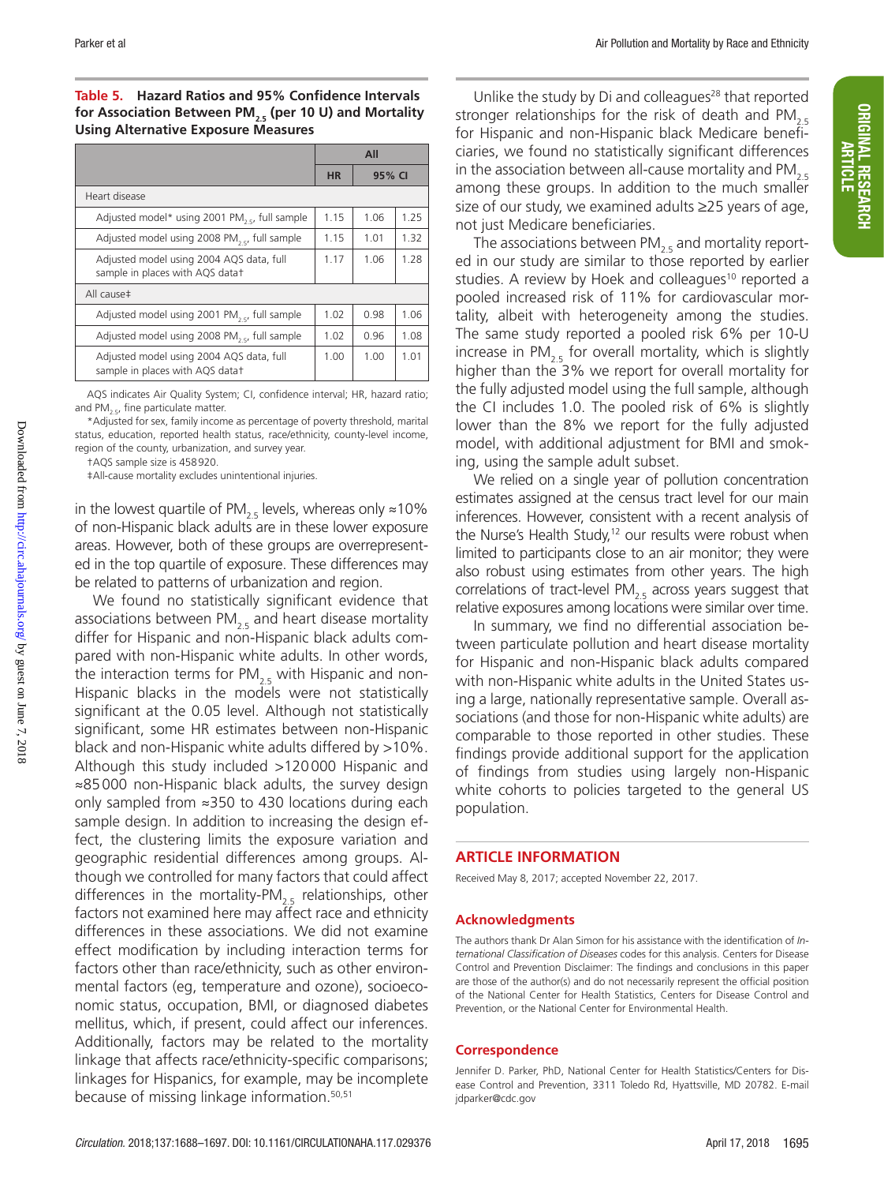**Table 5. Hazard Ratios and 95% Confidence Intervals for Association Between $PM_{2.5}$ (per 10 U) and Mortality Using Alternative Exposure Measures**

| | All | | |
|---|---|---|---|
| | HR | 95% CI | |
| Heart disease | | | |
| Adjusted model* using 2001 $PM_{2.5}$, full sample | 1.15 | 1.06 | 1.25 |
| Adjusted model using 2008 $PM_{2.5}$, full sample | 1.15 | 1.01 | 1.32 |
| Adjusted model using 2004 AQS data, full sample in places with AQS data† | 1.17 | 1.06 | 1.28 |
| All cause‡ | | | |
| Adjusted model using 2001 $PM_{2.5}$, full sample | 1.02 | 0.98 | 1.06 |
| Adjusted model using 2008 $PM_{2.5}$, full sample | 1.02 | 0.96 | 1.08 |
| Adjusted model using 2004 AQS data, full sample in places with AQS data† | 1.00 | 1.00 | 1.01 |

AQS indicates Air Quality System; CI, confidence interval; HR, hazard ratio; and $PM_{2.5}$, fine particulate matter.

*Adjusted for sex, family income as percentage of poverty threshold, marital status, education, reported health status, race/ethnicity, county-level income, region of the county, urbanization, and survey year.

†AQS sample size is 458 920.

‡All-cause mortality excludes unintentional injuries.

in the lowest quartile of $PM_{2.5}$ levels, whereas only ≈10% of non-Hispanic black adults are in these lower exposure areas. However, both of these groups are overrepresented in the top quartile of exposure. These differences may be related to patterns of urbanization and region.

We found no statistically significant evidence that associations between $PM_{2.5}$ and heart disease mortality differ for Hispanic and non-Hispanic black adults compared with non-Hispanic white adults. In other words, the interaction terms for $PM_{2.5}$ with Hispanic and non-Hispanic blacks in the models were not statistically significant at the 0.05 level. Although not statistically significant, some HR estimates between non-Hispanic black and non-Hispanic white adults differed by >10%. Although this study included >120 000 Hispanic and ≈85 000 non-Hispanic black adults, the survey design only sampled from ≈350 to 430 locations during each sample design. In addition to increasing the design effect, the clustering limits the exposure variation and geographic residential differences among groups. Although we controlled for many factors that could affect differences in the mortality-$PM_{2.5}$ relationships, other factors not examined here may affect race and ethnicity differences in these associations. We did not examine effect modification by including interaction terms for factors other than race/ethnicity, such as other environmental factors (eg, temperature and ozone), socioeconomic status, occupation, BMI, or diagnosed diabetes mellitus, which, if present, could affect our inferences. Additionally, factors may be related to the mortality linkage that affects race/ethnicity-specific comparisons; linkages for Hispanics, for example, may be incomplete because of missing linkage information.[50,51]

Unlike the study by Di and colleagues[28] that reported stronger relationships for the risk of death and $PM_{2.5}$ for Hispanic and non-Hispanic black Medicare beneficiaries, we found no statistically significant differences in the association between all-cause mortality and $PM_{2.5}$ among these groups. In addition to the much smaller size of our study, we examined adults ≥25 years of age, not just Medicare beneficiaries.

The associations between $PM_{2.5}$ and mortality reported in our study are similar to those reported by earlier studies. A review by Hoek and colleagues[10] reported a pooled increased risk of 11% for cardiovascular mortality, albeit with heterogeneity among the studies. The same study reported a pooled risk 6% per 10-U increase in $PM_{2.5}$ for overall mortality, which is slightly higher than the 3% we report for overall mortality for the fully adjusted model using the full sample, although the CI includes 1.0. The pooled risk of 6% is slightly lower than the 8% we report for the fully adjusted model, with additional adjustment for BMI and smoking, using the sample adult subset.

We relied on a single year of pollution concentration estimates assigned at the census tract level for our main inferences. However, consistent with a recent analysis of the Nurse's Health Study,[12] our results were robust when limited to participants close to an air monitor; they were also robust using estimates from other years. The high correlations of tract-level $PM_{2.5}$ across years suggest that relative exposures among locations were similar over time.

In summary, we find no differential association between particulate pollution and heart disease mortality for Hispanic and non-Hispanic black adults compared with non-Hispanic white adults in the United States using a large, nationally representative sample. Overall associations (and those for non-Hispanic white adults) are comparable to those reported in other studies. These findings provide additional support for the application of findings from studies using largely non-Hispanic white cohorts to policies targeted to the general US population.

## ARTICLE INFORMATION

Received May 8, 2017; accepted November 22, 2017.

### Acknowledgments

The authors thank Dr Alan Simon for his assistance with the identification of *International Classification of Diseases* codes for this analysis. Centers for Disease Control and Prevention Disclaimer: The findings and conclusions in this paper are those of the author(s) and do not necessarily represent the official position of the National Center for Health Statistics, Centers for Disease Control and Prevention, or the National Center for Environmental Health.

### Correspondence

Jennifer D. Parker, PhD, National Center for Health Statistics/Centers for Disease Control and Prevention, 3311 Toledo Rd, Hyattsville, MD 20782. E-mail jdparker@cdc.gov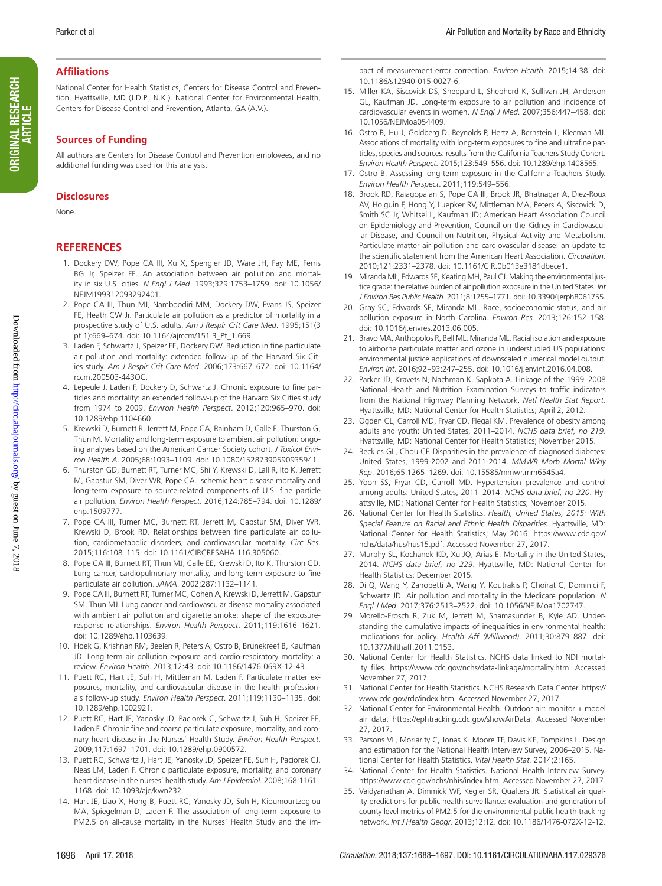## Affiliations

National Center for Health Statistics, Centers for Disease Control and Prevention, Hyattsville, MD (J.D.P., N.K.). National Center for Environmental Health, Centers for Disease Control and Prevention, Atlanta, GA (A.V.).

## Sources of Funding

All authors are Centers for Disease Control and Prevention employees, and no additional funding was used for this analysis.

## Disclosures

None.

## REFERENCES

1. Dockery DW, Pope CA III, Xu X, Spengler JD, Ware JH, Fay ME, Ferris BG Jr, Speizer FE. An association between air pollution and mortality in six U.S. cities. *N Engl J Med*. 1993;329:1753–1759. doi: 10.1056/NEJM199312093292401.
2. Pope CA III, Thun MJ, Namboodiri MM, Dockery DW, Evans JS, Speizer FE, Heath CW Jr. Particulate air pollution as a predictor of mortality in a prospective study of U.S. adults. *Am J Respir Crit Care Med*. 1995;151(3 pt 1):669–674. doi: 10.1164/ajrccm/151.3_Pt_1.669.
3. Laden F, Schwartz J, Speizer FE, Dockery DW. Reduction in fine particulate air pollution and mortality: extended follow-up of the Harvard Six Cities study. *Am J Respir Crit Care Med*. 2006;173:667–672. doi: 10.1164/rccm.200503-443OC.
4. Lepeule J, Laden F, Dockery D, Schwartz J. Chronic exposure to fine particles and mortality: an extended follow-up of the Harvard Six Cities study from 1974 to 2009. *Environ Health Perspect*. 2012;120:965–970. doi: 10.1289/ehp.1104660.
5. Krewski D, Burnett R, Jerrett M, Pope CA, Rainham D, Calle E, Thurston G, Thun M. Mortality and long-term exposure to ambient air pollution: ongoing analyses based on the American Cancer Society cohort. *J Toxicol Environ Health A*. 2005;68:1093–1109. doi: 10.1080/15287390590935941.
6. Thurston GD, Burnett RT, Turner MC, Shi Y, Krewski D, Lall R, Ito K, Jerrett M, Gapstur SM, Diver WR, Pope CA. Ischemic heart disease mortality and long-term exposure to source-related components of U.S. fine particle air pollution. *Environ Health Perspect*. 2016;124:785–794. doi: 10.1289/ehp.1509777.
7. Pope CA III, Turner MC, Burnett RT, Jerrett M, Gapstur SM, Diver WR, Krewski D, Brook RD. Relationships between fine particulate air pollution, cardiometabolic disorders, and cardiovascular mortality. *Circ Res*. 2015;116:108–115. doi: 10.1161/CIRCRESAHA.116.305060.
8. Pope CA III, Burnett RT, Thun MJ, Calle EE, Krewski D, Ito K, Thurston GD. Lung cancer, cardiopulmonary mortality, and long-term exposure to fine particulate air pollution. *JAMA*. 2002;287:1132–1141.
9. Pope CA III, Burnett RT, Turner MC, Cohen A, Krewski D, Jerrett M, Gapstur SM, Thun MJ. Lung cancer and cardiovascular disease mortality associated with ambient air pollution and cigarette smoke: shape of the exposure-response relationships. *Environ Health Perspect*. 2011;119:1616–1621. doi: 10.1289/ehp.1103639.
10. Hoek G, Krishnan RM, Beelen R, Peters A, Ostro B, Brunekreef B, Kaufman JD. Long-term air pollution exposure and cardio-respiratory mortality: a review. *Environ Health*. 2013;12:43. doi: 10.1186/1476-069X-12-43.
11. Puett RC, Hart JE, Suh H, Mittleman M, Laden F. Particulate matter exposures, mortality, and cardiovascular disease in the health professionals follow-up study. *Environ Health Perspect*. 2011;119:1130–1135. doi: 10.1289/ehp.1002921.
12. Puett RC, Hart JE, Yanosky JD, Paciorek C, Schwartz J, Suh H, Speizer FE, Laden F. Chronic fine and coarse particulate exposure, mortality, and coronary heart disease in the Nurses' Health Study. *Environ Health Perspect*. 2009;117:1697–1701. doi: 10.1289/ehp.0900572.
13. Puett RC, Schwartz J, Hart JE, Yanosky JD, Speizer FE, Suh H, Paciorek CJ, Neas LM, Laden F. Chronic particulate exposure, mortality, and coronary heart disease in the nurses' health study. *Am J Epidemiol*. 2008;168:1161–1168. doi: 10.1093/aje/kwn232.
14. Hart JE, Liao X, Hong B, Puett RC, Yanosky JD, Suh H, Kioumourtzoglou MA, Spiegelman D, Laden F. The association of long-term exposure to PM2.5 on all-cause mortality in the Nurses' Health Study and the impact of measurement-error correction. *Environ Health*. 2015;14:38. doi: 10.1186/s12940-015-0027-6.
15. Miller KA, Siscovick DS, Sheppard L, Shepherd K, Sullivan JH, Anderson GL, Kaufman JD. Long-term exposure to air pollution and incidence of cardiovascular events in women. *N Engl J Med*. 2007;356:447–458. doi: 10.1056/NEJMoa054409.
16. Ostro B, Hu J, Goldberg D, Reynolds P, Hertz A, Bernstein L, Kleeman MJ. Associations of mortality with long-term exposures to fine and ultrafine particles, species and sources: results from the California Teachers Study Cohort. *Environ Health Perspect*. 2015;123:549–556. doi: 10.1289/ehp.1408565.
17. Ostro B. Assessing long-term exposure in the California Teachers Study. *Environ Health Perspect*. 2011;119:549–556.
18. Brook RD, Rajagopalan S, Pope CA III, Brook JR, Bhatnagar A, Diez-Roux AV, Holguin F, Hong Y, Luepker RV, Mittleman MA, Peters A, Siscovick D, Smith SC Jr, Whitsel L, Kaufman JD; American Heart Association Council on Epidemiology and Prevention, Council on the Kidney in Cardiovascular Disease, and Council on Nutrition, Physical Activity and Metabolism. Particulate matter air pollution and cardiovascular disease: an update to the scientific statement from the American Heart Association. *Circulation*. 2010;121:2331–2378. doi: 10.1161/CIR.0b013e3181dbece1.
19. Miranda ML, Edwards SE, Keating MH, Paul CJ. Making the environmental justice grade: the relative burden of air pollution exposure in the United States. *Int J Environ Res Public Health*. 2011;8:1755–1771. doi: 10.3390/ijerph8061755.
20. Gray SC, Edwards SE, Miranda ML. Race, socioeconomic status, and air pollution exposure in North Carolina. *Environ Res*. 2013;126:152–158. doi: 10.1016/j.envres.2013.06.005.
21. Bravo MA, Anthopolos R, Bell ML, Miranda ML. Racial isolation and exposure to airborne particulate matter and ozone in understudied US populations: environmental justice applications of downscaled numerical model output. *Environ Int*. 2016;92–93:247–255. doi: 10.1016/j.envint.2016.04.008.
22. Parker JD, Kravets N, Nachman K, Sapkota A. Linkage of the 1999–2008 National Health and Nutrition Examination Surveys to traffic indicators from the National Highway Planning Network. *Natl Health Stat Report*. Hyattsville, MD: National Center for Health Statistics; April 2, 2012.
23. Ogden CL, Carroll MD, Fryar CD, Flegal KM. Prevalence of obesity among adults and youth: United States, 2011–2014. *NCHS data brief, no 219*. Hyattsville, MD: National Center for Health Statistics; November 2015.
24. Beckles GL, Chou CF. Disparities in the prevalence of diagnosed diabetes: United States, 1999-2002 and 2011-2014. *MMWR Morb Mortal Wkly Rep*. 2016;65:1265–1269. doi: 10.15585/mmwr.mm6545a4.
25. Yoon SS, Fryar CD, Carroll MD. Hypertension prevalence and control among adults: United States, 2011–2014. *NCHS data brief, no 220*. Hyattsville, MD: National Center for Health Statistics; November 2015.
26. National Center for Health Statistics. *Health, United States, 2015: With Special Feature on Racial and Ethnic Health Disparities*. Hyattsville, MD: National Center for Health Statistics; May 2016. https://www.cdc.gov/nchs/data/hus/hus15.pdf. Accessed November 27, 2017.
27. Murphy SL, Kochanek KD, Xu JQ, Arias E. Mortality in the United States, 2014. *NCHS data brief, no 229*. Hyattsville, MD: National Center for Health Statistics; December 2015.
28. Di Q, Wang Y, Zanobetti A, Wang Y, Koutrakis P, Choirat C, Dominici F, Schwartz JD. Air pollution and mortality in the Medicare population. *N Engl J Med*. 2017;376:2513–2522. doi: 10.1056/NEJMoa1702747.
29. Morello-Frosch R, Zuk M, Jerrett M, Shamasunder B, Kyle AD. Understanding the cumulative impacts of inequalities in environmental health: implications for policy. *Health Aff (Millwood)*. 2011;30:879–887. doi: 10.1377/hlthaff.2011.0153.
30. National Center for Health Statistics. NCHS data linked to NDI mortality files. https://www.cdc.gov/nchs/data-linkage/mortality.htm. Accessed November 27, 2017.
31. National Center for Health Statistics. NCHS Research Data Center. https://www.cdc.gov/rdc/index.htm. Accessed November 27, 2017.
32. National Center for Environmental Health. Outdoor air: monitor + model air data. https://ephtracking.cdc.gov/showAirData. Accessed November 27, 2017.
33. Parsons VL, Moriarty C, Jonas K. Moore TF, Davis KE, Tompkins L. Design and estimation for the National Health Interview Survey, 2006–2015. National Center for Health Statistics. *Vital Health Stat*. 2014;2:165.
34. National Center for Health Statistics. National Health Interview Survey. https://www.cdc.gov/nchs/nhis/index.htm. Accessed November 27, 2017.
35. Vaidyanathan A, Dimmick WF, Kegler SR, Qualters JR. Statistical air quality predictions for public health surveillance: evaluation and generation of county level metrics of PM2.5 for the environmental public health tracking network. *Int J Health Geogr*. 2013;12:12. doi: 10.1186/1476-072X-12-12.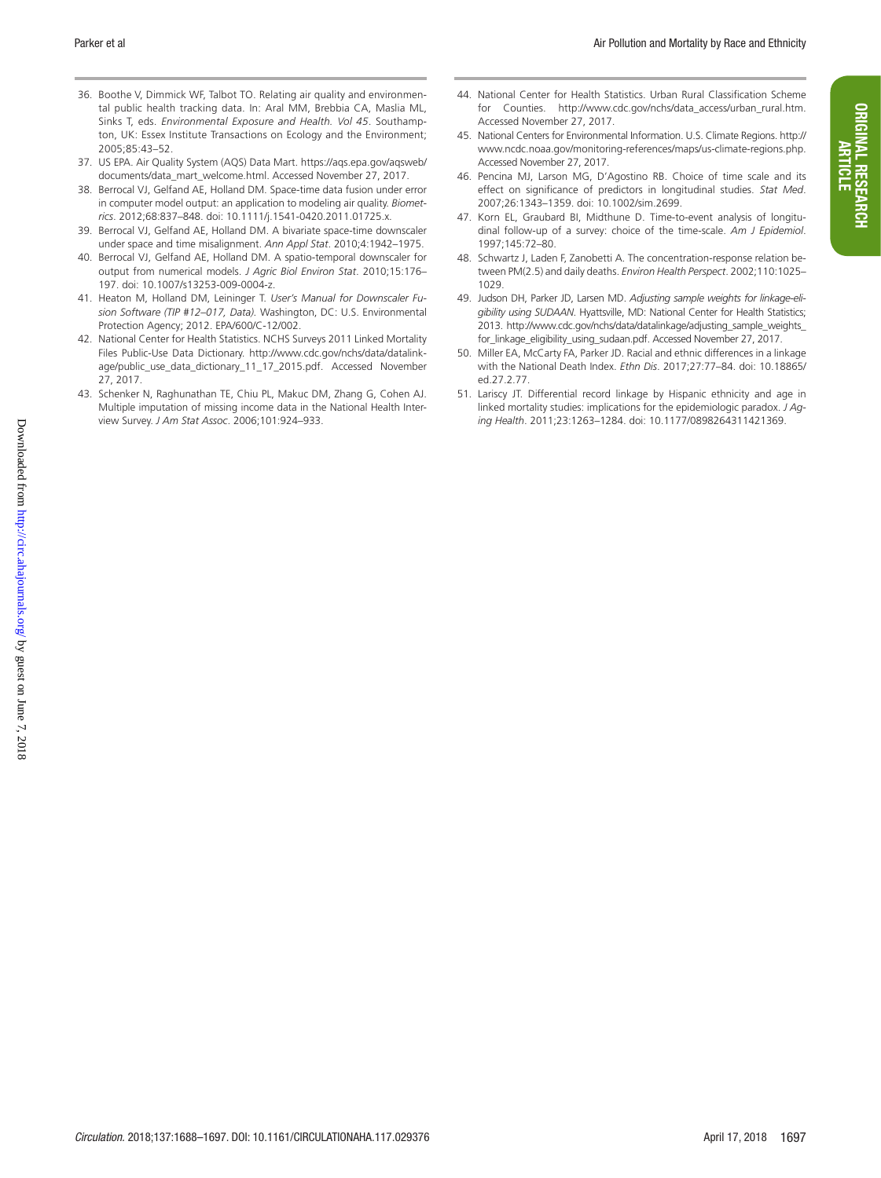36. Boothe V, Dimmick WF, Talbot TO. Relating air quality and environmental public health tracking data. In: Aral MM, Brebbia CA, Maslia ML, Sinks T, eds. *Environmental Exposure and Health. Vol 45*. Southampton, UK: Essex Institute Transactions on Ecology and the Environment; 2005;85:43–52.
37. US EPA. Air Quality System (AQS) Data Mart. https://aqs.epa.gov/aqsweb/documents/data_mart_welcome.html. Accessed November 27, 2017.
38. Berrocal VJ, Gelfand AE, Holland DM. Space-time data fusion under error in computer model output: an application to modeling air quality. *Biometrics*. 2012;68:837–848. doi: 10.1111/j.1541-0420.2011.01725.x.
39. Berrocal VJ, Gelfand AE, Holland DM. A bivariate space-time downscaler under space and time misalignment. *Ann Appl Stat*. 2010;4:1942–1975.
40. Berrocal VJ, Gelfand AE, Holland DM. A spatio-temporal downscaler for output from numerical models. *J Agric Biol Environ Stat*. 2010;15:176–197. doi: 10.1007/s13253-009-0004-z.
41. Heaton M, Holland DM, Leininger T. *User's Manual for Downscaler Fusion Software (TIP #12–017, Data)*. Washington, DC: U.S. Environmental Protection Agency; 2012. EPA/600/C-12/002.
42. National Center for Health Statistics. NCHS Surveys 2011 Linked Mortality Files Public-Use Data Dictionary. http://www.cdc.gov/nchs/data/datalinkage/public_use_data_dictionary_11_17_2015.pdf. Accessed November 27, 2017.
43. Schenker N, Raghunathan TE, Chiu PL, Makuc DM, Zhang G, Cohen AJ. Multiple imputation of missing income data in the National Health Interview Survey. *J Am Stat Assoc*. 2006;101:924–933.
44. National Center for Health Statistics. Urban Rural Classification Scheme for Counties. http://www.cdc.gov/nchs/data_access/urban_rural.htm. Accessed November 27, 2017.
45. National Centers for Environmental Information. U.S. Climate Regions. http://www.ncdc.noaa.gov/monitoring-references/maps/us-climate-regions.php. Accessed November 27, 2017.
46. Pencina MJ, Larson MG, D'Agostino RB. Choice of time scale and its effect on significance of predictors in longitudinal studies. *Stat Med*. 2007;26:1343–1359. doi: 10.1002/sim.2699.
47. Korn EL, Graubard BI, Midthune D. Time-to-event analysis of longitudinal follow-up of a survey: choice of the time-scale. *Am J Epidemiol*. 1997;145:72–80.
48. Schwartz J, Laden F, Zanobetti A. The concentration-response relation between PM(2.5) and daily deaths. *Environ Health Perspect*. 2002;110:1025–1029.
49. Judson DH, Parker JD, Larsen MD. *Adjusting sample weights for linkage-eligibility using SUDAAN*. Hyattsville, MD: National Center for Health Statistics; 2013. http://www.cdc.gov/nchs/data/datalinkage/adjusting_sample_weights_for_linkage_eligibility_using_sudaan.pdf. Accessed November 27, 2017.
50. Miller EA, McCarty FA, Parker JD. Racial and ethnic differences in a linkage with the National Death Index. *Ethn Dis*. 2017;27:77–84. doi: 10.18865/ed.27.2.77.
51. Lariscy JT. Differential record linkage by Hispanic ethnicity and age in linked mortality studies: implications for the epidemiologic paradox. *J Aging Health*. 2011;23:1263–1284. doi: 10.1177/0898264311421369.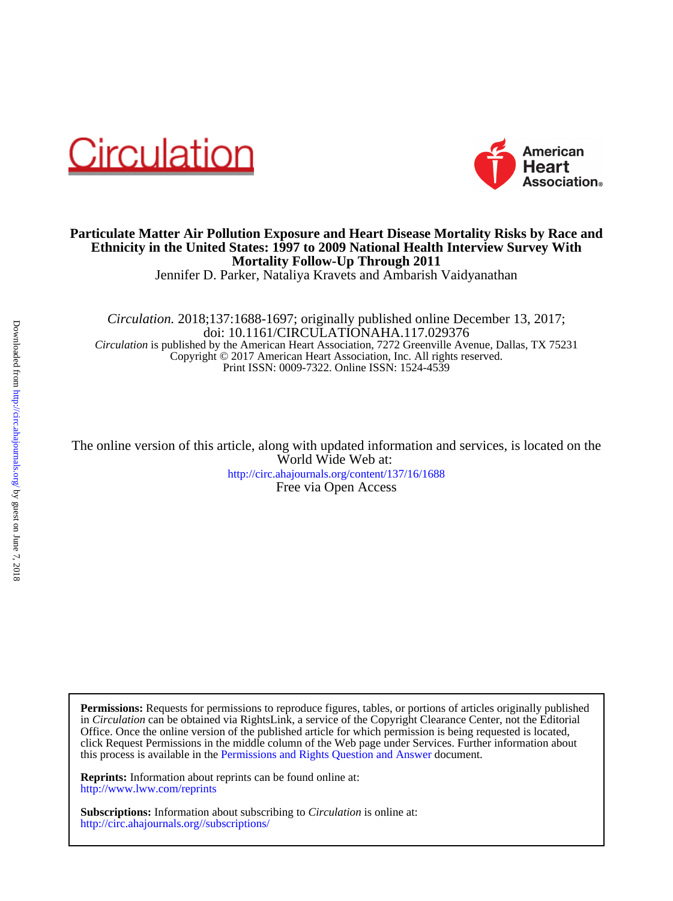# Particulate Matter Air Pollution Exposure and Heart Disease Mortality Risks by Race and Ethnicity in the United States: 1997 to 2009 National Health Interview Survey With Mortality Follow-Up Through 2011

Jennifer D. Parker, Nataliya Kravets and Ambarish Vaidyanathan

*Circulation.* 2018;137:1688-1697; originally published online December 13, 2017;
doi: 10.1161/CIRCULATIONAHA.117.029376
*Circulation* is published by the American Heart Association, 7272 Greenville Avenue, Dallas, TX 75231
Copyright © 2017 American Heart Association, Inc. All rights reserved.
Print ISSN: 0009-7322. Online ISSN: 1524-4539

The online version of this article, along with updated information and services, is located on the World Wide Web at:
http://circ.ahajournals.org/content/137/16/1688
Free via Open Access

**Permissions:** Requests for permissions to reproduce figures, tables, or portions of articles originally published in *Circulation* can be obtained via RightsLink, a service of the Copyright Clearance Center, not the Editorial Office. Once the online version of the published article for which permission is being requested is located, click Request Permissions in the middle column of the Web page under Services. Further information about this process is available in the Permissions and Rights Question and Answer document.

**Reprints:** Information about reprints can be found online at:
http://www.lww.com/reprints

**Subscriptions:** Information about subscribing to *Circulation* is online at:
http://circ.ahajournals.org//subscriptions/